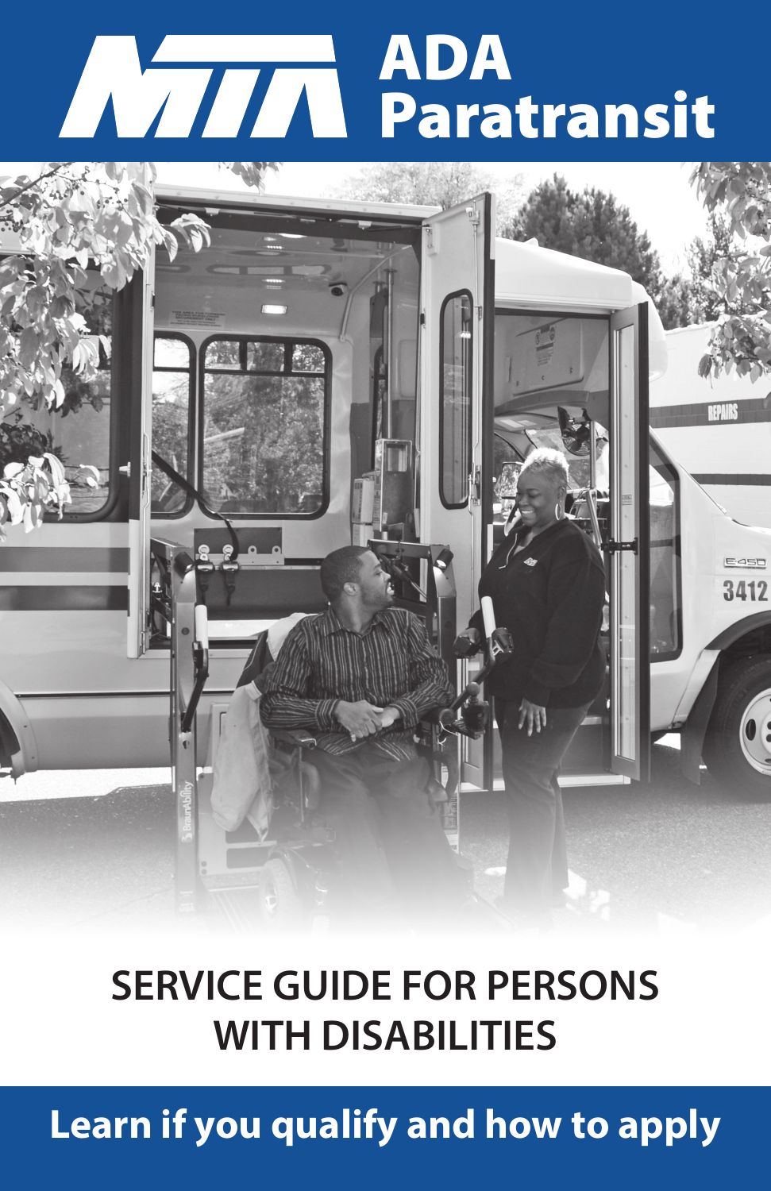# MTA ADA Paratransit

## SERVICE GUIDE FOR PERSONS WITH DISABILITIES

**Learn if you qualify and how to apply**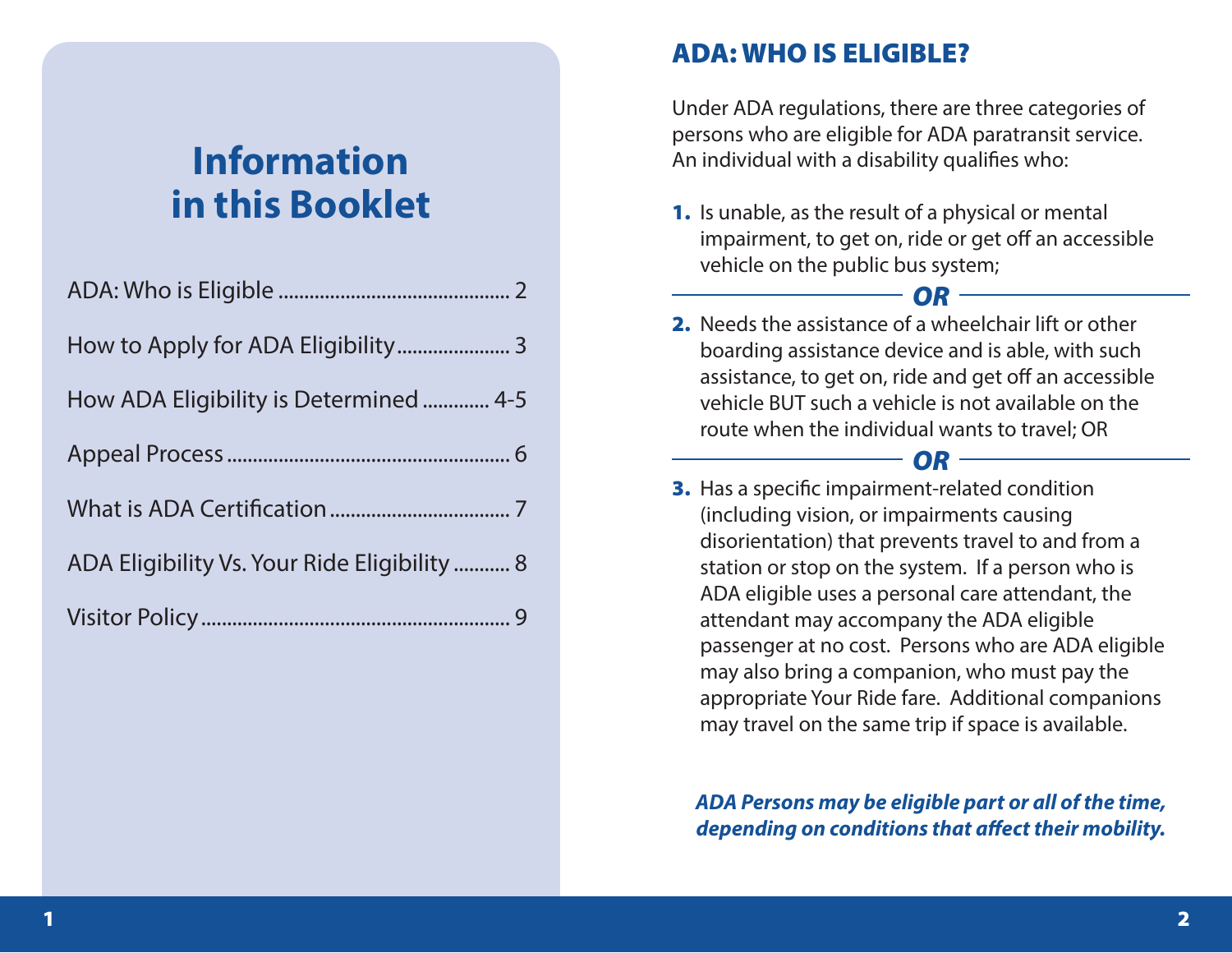# Information in this Booklet

| | |
|---|---|
| ADA: Who is Eligible | 2 |
| How to Apply for ADA Eligibility | 3 |
| How ADA Eligibility is Determined | 4-5 |
| Appeal Process | 6 |
| What is ADA Certification | 7 |
| ADA Eligibility Vs. Your Ride Eligibility | 8 |
| Visitor Policy | 9 |

## ADA: WHO IS ELIGIBLE?

Under ADA regulations, there are three categories of persons who are eligible for ADA paratransit service. An individual with a disability qualifies who:

1. Is unable, as the result of a physical or mental impairment, to get on, ride or get off an accessible vehicle on the public bus system;

***OR***

2. Needs the assistance of a wheelchair lift or other boarding assistance device and is able, with such assistance, to get on, ride and get off an accessible vehicle BUT such a vehicle is not available on the route when the individual wants to travel; OR

***OR***

3. Has a specific impairment-related condition (including vision, or impairments causing disorientation) that prevents travel to and from a station or stop on the system. If a person who is ADA eligible uses a personal care attendant, the attendant may accompany the ADA eligible passenger at no cost. Persons who are ADA eligible may also bring a companion, who must pay the appropriate Your Ride fare. Additional companions may travel on the same trip if space is available.

***ADA Persons may be eligible part or all of the time, depending on conditions that affect their mobility.***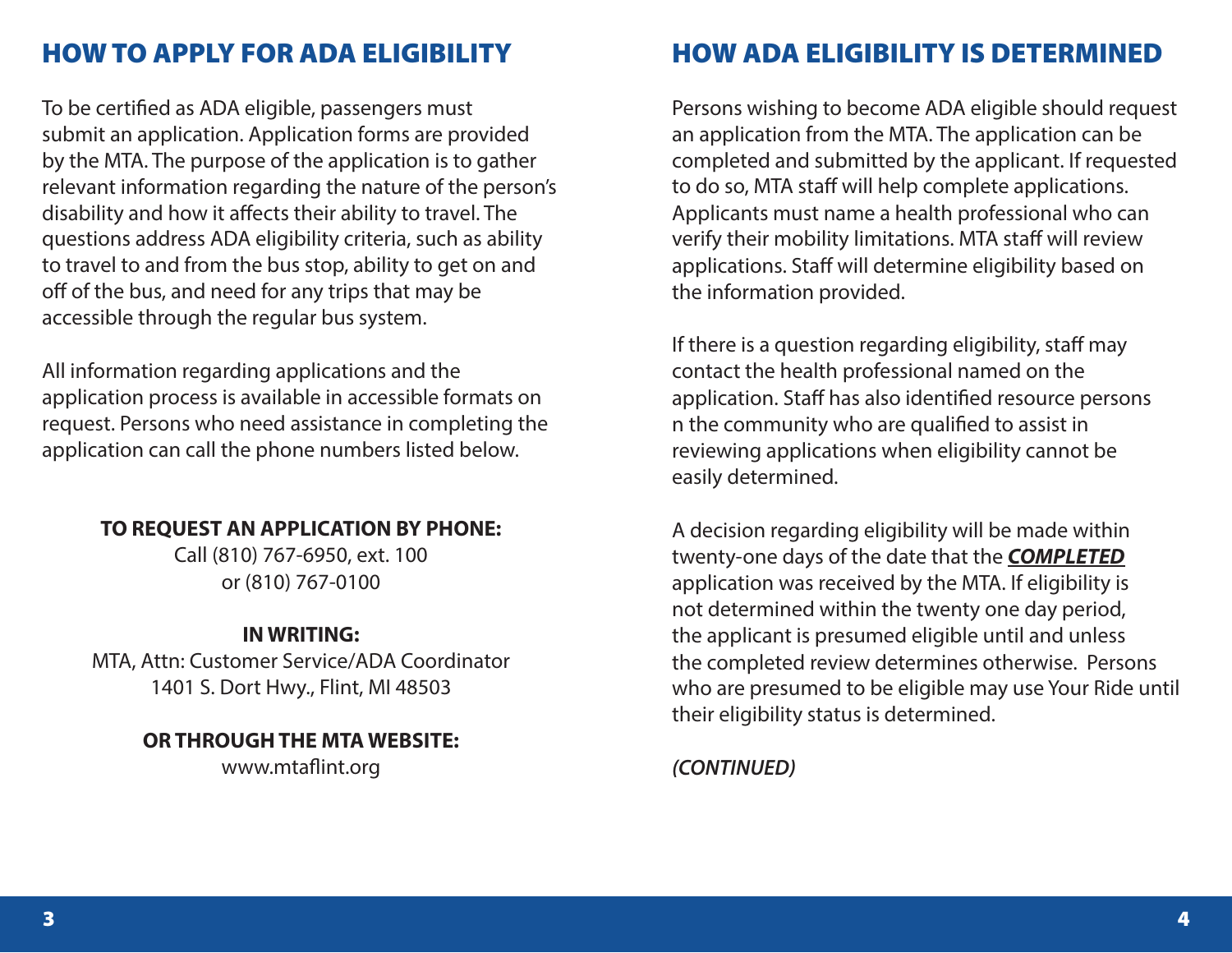## HOW TO APPLY FOR ADA ELIGIBILITY

To be certified as ADA eligible, passengers must submit an application. Application forms are provided by the MTA. The purpose of the application is to gather relevant information regarding the nature of the person's disability and how it affects their ability to travel. The questions address ADA eligibility criteria, such as ability to travel to and from the bus stop, ability to get on and off of the bus, and need for any trips that may be accessible through the regular bus system.

All information regarding applications and the application process is available in accessible formats on request. Persons who need assistance in completing the application can call the phone numbers listed below.

**TO REQUEST AN APPLICATION BY PHONE:**
Call (810) 767-6950, ext. 100
or (810) 767-0100

**IN WRITING:**
MTA, Attn: Customer Service/ADA Coordinator
1401 S. Dort Hwy., Flint, MI 48503

**OR THROUGH THE MTA WEBSITE:**
www.mtaflint.org

## HOW ADA ELIGIBILITY IS DETERMINED

Persons wishing to become ADA eligible should request an application from the MTA. The application can be completed and submitted by the applicant. If requested to do so, MTA staff will help complete applications. Applicants must name a health professional who can verify their mobility limitations. MTA staff will review applications. Staff will determine eligibility based on the information provided.

If there is a question regarding eligibility, staff may contact the health professional named on the application. Staff has also identified resource persons n the community who are qualified to assist in reviewing applications when eligibility cannot be easily determined.

A decision regarding eligibility will be made within twenty-one days of the date that the ***COMPLETED*** application was received by the MTA. If eligibility is not determined within the twenty one day period, the applicant is presumed eligible until and unless the completed review determines otherwise. Persons who are presumed to be eligible may use Your Ride until their eligibility status is determined.

*(CONTINUED)*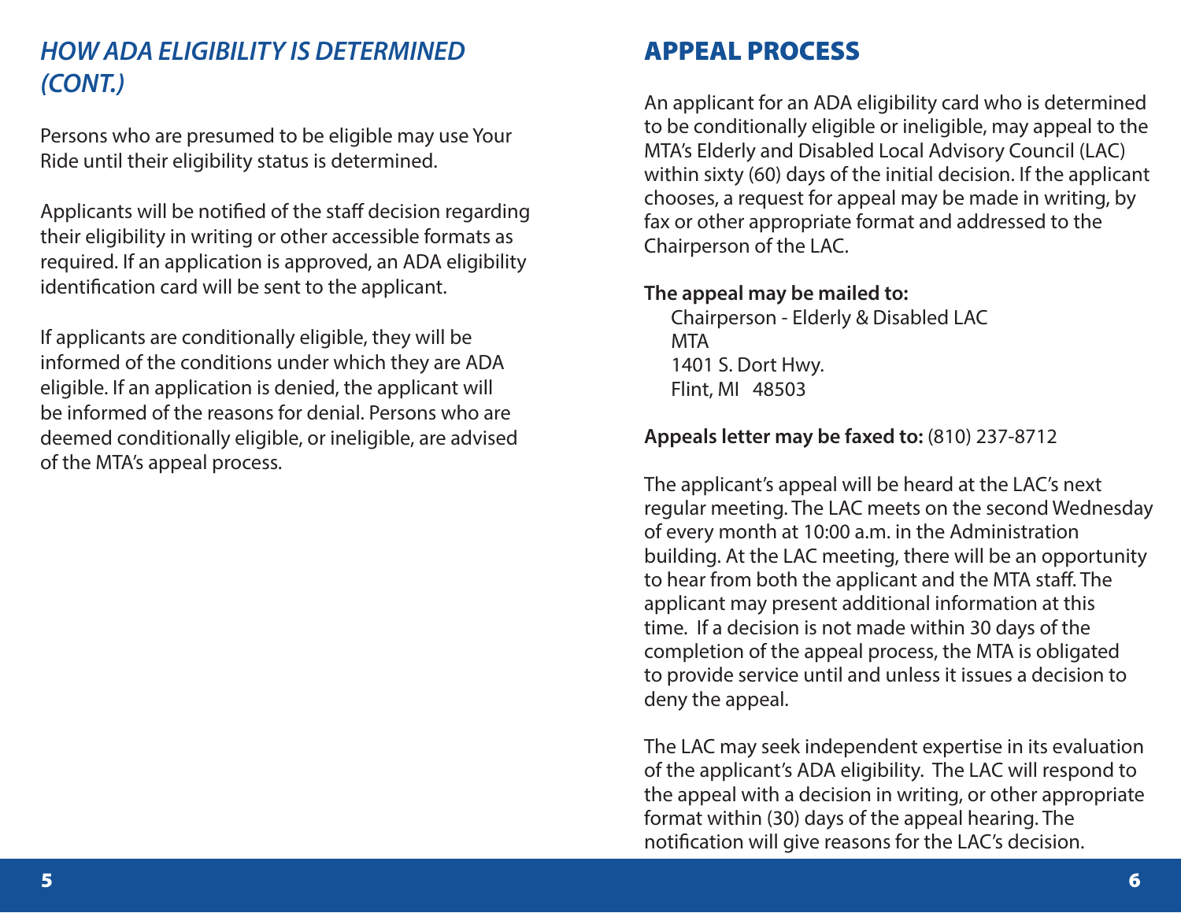## *HOW ADA ELIGIBILITY IS DETERMINED (CONT.)*

Persons who are presumed to be eligible may use Your Ride until their eligibility status is determined.

Applicants will be notified of the staff decision regarding their eligibility in writing or other accessible formats as required. If an application is approved, an ADA eligibility identification card will be sent to the applicant.

If applicants are conditionally eligible, they will be informed of the conditions under which they are ADA eligible. If an application is denied, the applicant will be informed of the reasons for denial. Persons who are deemed conditionally eligible, or ineligible, are advised of the MTA's appeal process.

## APPEAL PROCESS

An applicant for an ADA eligibility card who is determined to be conditionally eligible or ineligible, may appeal to the MTA's Elderly and Disabled Local Advisory Council (LAC) within sixty (60) days of the initial decision. If the applicant chooses, a request for appeal may be made in writing, by fax or other appropriate format and addressed to the Chairperson of the LAC.

**The appeal may be mailed to:**

Chairperson - Elderly & Disabled LAC
MTA
1401 S. Dort Hwy.
Flint, MI 48503

**Appeals letter may be faxed to:** (810) 237-8712

The applicant's appeal will be heard at the LAC's next regular meeting. The LAC meets on the second Wednesday of every month at 10:00 a.m. in the Administration building. At the LAC meeting, there will be an opportunity to hear from both the applicant and the MTA staff. The applicant may present additional information at this time. If a decision is not made within 30 days of the completion of the appeal process, the MTA is obligated to provide service until and unless it issues a decision to deny the appeal.

The LAC may seek independent expertise in its evaluation of the applicant's ADA eligibility. The LAC will respond to the appeal with a decision in writing, or other appropriate format within (30) days of the appeal hearing. The notification will give reasons for the LAC's decision.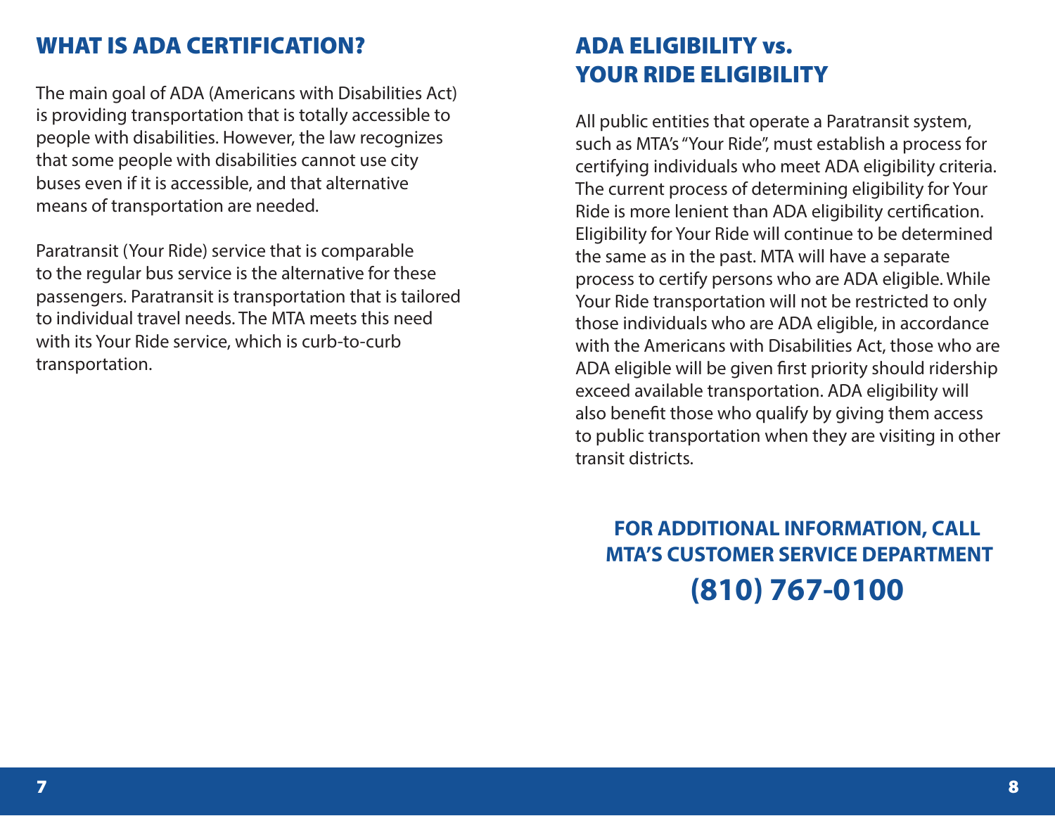## WHAT IS ADA CERTIFICATION?

The main goal of ADA (Americans with Disabilities Act) is providing transportation that is totally accessible to people with disabilities. However, the law recognizes that some people with disabilities cannot use city buses even if it is accessible, and that alternative means of transportation are needed.

Paratransit (Your Ride) service that is comparable to the regular bus service is the alternative for these passengers. Paratransit is transportation that is tailored to individual travel needs. The MTA meets this need with its Your Ride service, which is curb-to-curb transportation.

## ADA ELIGIBILITY vs. YOUR RIDE ELIGIBILITY

All public entities that operate a Paratransit system, such as MTA's "Your Ride", must establish a process for certifying individuals who meet ADA eligibility criteria. The current process of determining eligibility for Your Ride is more lenient than ADA eligibility certification. Eligibility for Your Ride will continue to be determined the same as in the past. MTA will have a separate process to certify persons who are ADA eligible. While Your Ride transportation will not be restricted to only those individuals who are ADA eligible, in accordance with the Americans with Disabilities Act, those who are ADA eligible will be given first priority should ridership exceed available transportation. ADA eligibility will also benefit those who qualify by giving them access to public transportation when they are visiting in other transit districts.

**FOR ADDITIONAL INFORMATION, CALL MTA'S CUSTOMER SERVICE DEPARTMENT**

**(810) 767-0100**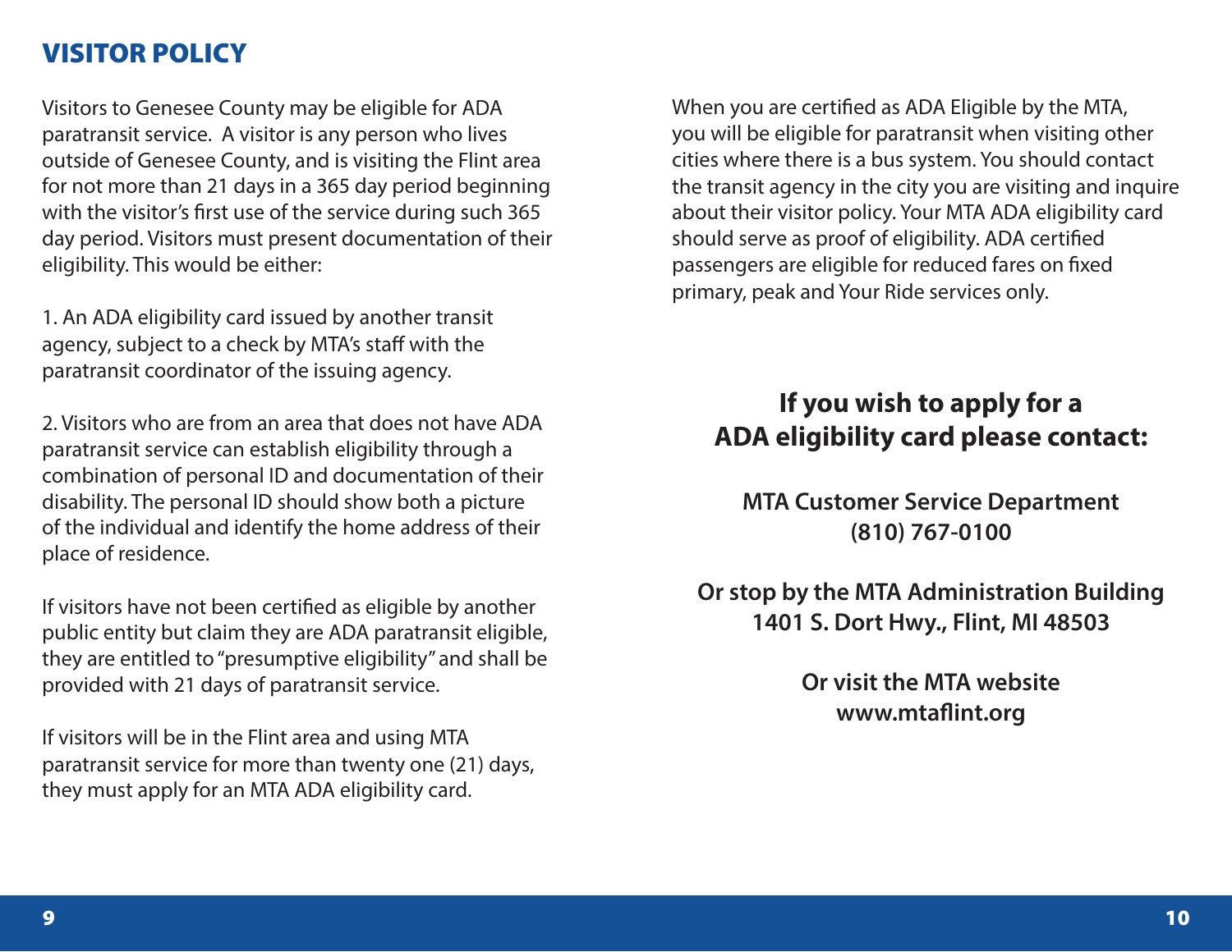## VISITOR POLICY

Visitors to Genesee County may be eligible for ADA paratransit service. A visitor is any person who lives outside of Genesee County, and is visiting the Flint area for not more than 21 days in a 365 day period beginning with the visitor's first use of the service during such 365 day period. Visitors must present documentation of their eligibility. This would be either:

1. An ADA eligibility card issued by another transit agency, subject to a check by MTA's staff with the paratransit coordinator of the issuing agency.

2. Visitors who are from an area that does not have ADA paratransit service can establish eligibility through a combination of personal ID and documentation of their disability. The personal ID should show both a picture of the individual and identify the home address of their place of residence.

If visitors have not been certified as eligible by another public entity but claim they are ADA paratransit eligible, they are entitled to "presumptive eligibility" and shall be provided with 21 days of paratransit service.

If visitors will be in the Flint area and using MTA paratransit service for more than twenty one (21) days, they must apply for an MTA ADA eligibility card.

When you are certified as ADA Eligible by the MTA, you will be eligible for paratransit when visiting other cities where there is a bus system. You should contact the transit agency in the city you are visiting and inquire about their visitor policy. Your MTA ADA eligibility card should serve as proof of eligibility. ADA certified passengers are eligible for reduced fares on fixed primary, peak and Your Ride services only.

**If you wish to apply for a ADA eligibility card please contact:**

**MTA Customer Service Department**
**(810) 767-0100**

**Or stop by the MTA Administration Building**
**1401 S. Dort Hwy., Flint, MI 48503**

**Or visit the MTA website**
**www.mtaflint.org**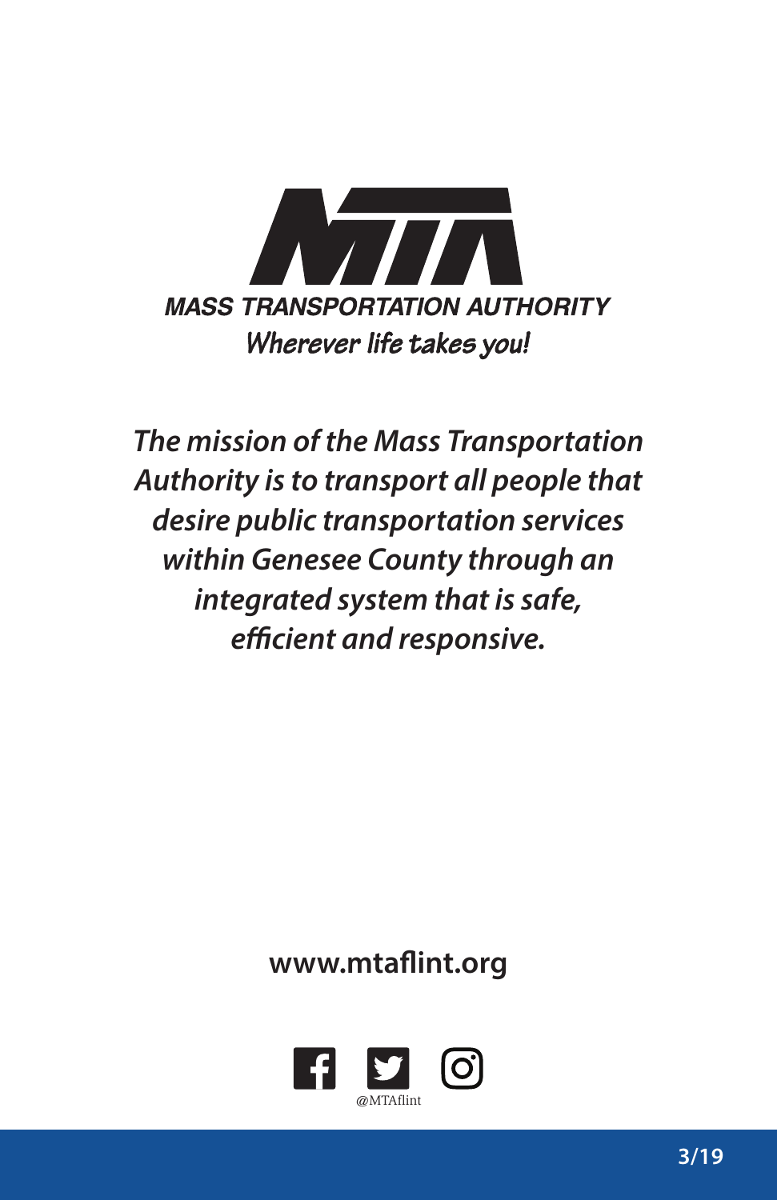MTA

**MASS TRANSPORTATION AUTHORITY**

*Wherever life takes you!*

***The mission of the Mass Transportation Authority is to transport all people that desire public transportation services within Genesee County through an integrated system that is safe, efficient and responsive.***

**www.mtaflint.org**

@MTAflint

**3/19**